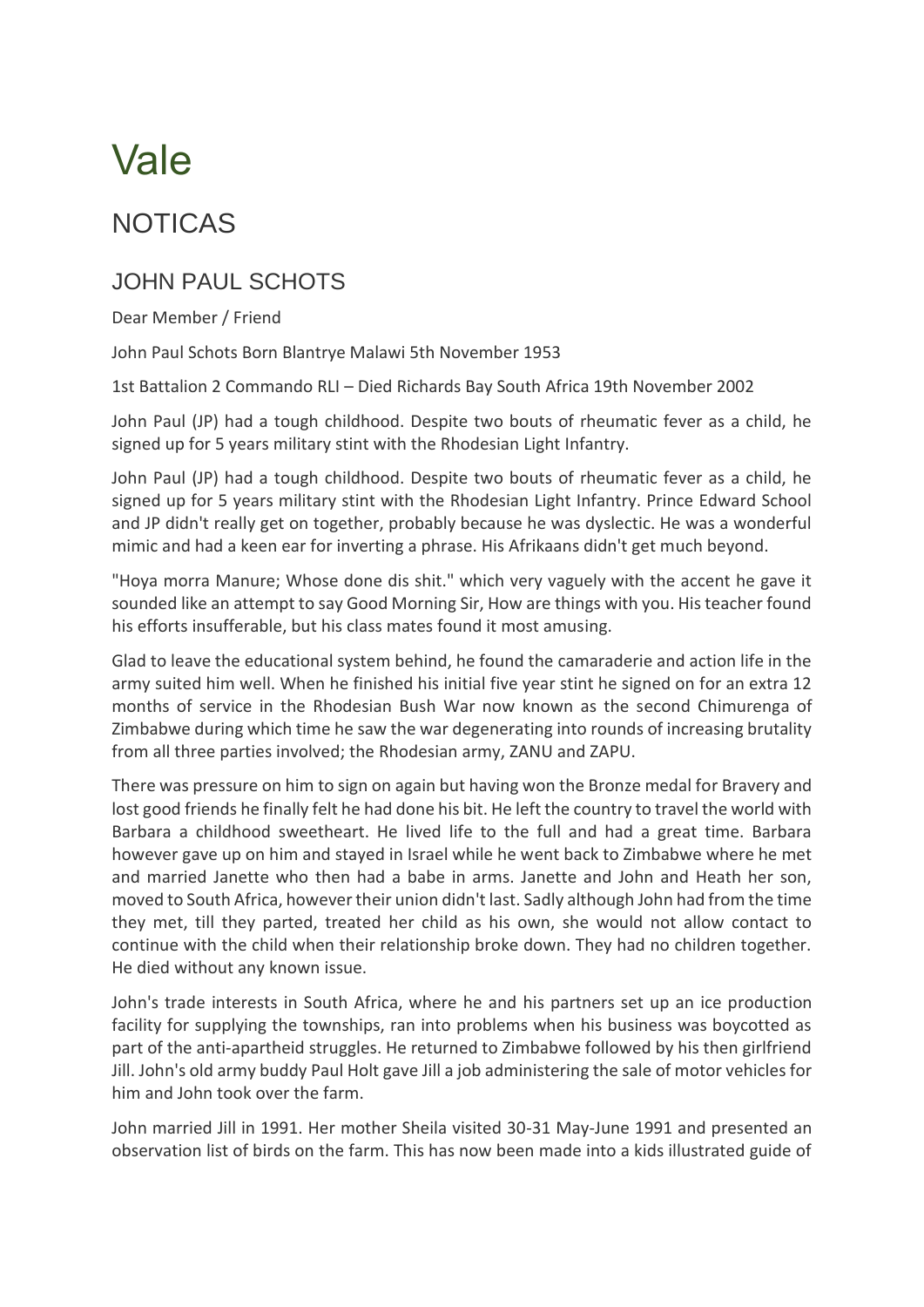# Vale

## NOTICAS

### JOHN PAUL SCHOTS

Dear Member / Friend

John Paul Schots Born Blantrye Malawi 5th November 1953

1st Battalion 2 Commando RLI – Died Richards Bay South Africa 19th November 2002

John Paul (JP) had a tough childhood. Despite two bouts of rheumatic fever as a child, he signed up for 5 years military stint with the Rhodesian Light Infantry.

John Paul (JP) had a tough childhood. Despite two bouts of rheumatic fever as a child, he signed up for 5 years military stint with the Rhodesian Light Infantry. Prince Edward School and JP didn't really get on together, probably because he was dyslectic. He was a wonderful mimic and had a keen ear for inverting a phrase. His Afrikaans didn't get much beyond.

"Hoya morra Manure; Whose done dis shit." which very vaguely with the accent he gave it sounded like an attempt to say Good Morning Sir, How are things with you. His teacher found his efforts insufferable, but his class mates found it most amusing.

Glad to leave the educational system behind, he found the camaraderie and action life in the army suited him well. When he finished his initial five year stint he signed on for an extra 12 months of service in the Rhodesian Bush War now known as the second Chimurenga of Zimbabwe during which time he saw the war degenerating into rounds of increasing brutality from all three parties involved; the Rhodesian army, ZANU and ZAPU.

There was pressure on him to sign on again but having won the Bronze medal for Bravery and lost good friends he finally felt he had done his bit. He left the country to travel the world with Barbara a childhood sweetheart. He lived life to the full and had a great time. Barbara however gave up on him and stayed in Israel while he went back to Zimbabwe where he met and married Janette who then had a babe in arms. Janette and John and Heath her son, moved to South Africa, however their union didn't last. Sadly although John had from the time they met, till they parted, treated her child as his own, she would not allow contact to continue with the child when their relationship broke down. They had no children together. He died without any known issue.

John's trade interests in South Africa, where he and his partners set up an ice production facility for supplying the townships, ran into problems when his business was boycotted as part of the anti-apartheid struggles. He returned to Zimbabwe followed by his then girlfriend Jill. John's old army buddy Paul Holt gave Jill a job administering the sale of motor vehicles for him and John took over the farm.

John married Jill in 1991. Her mother Sheila visited 30-31 May-June 1991 and presented an observation list of birds on the farm. This has now been made into a kids illustrated guide of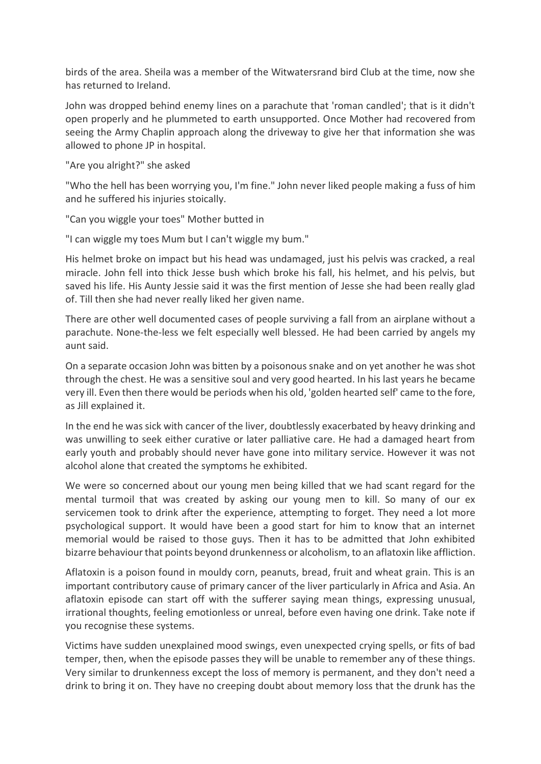birds of the area. Sheila was a member of the Witwatersrand bird Club at the time, now she has returned to Ireland.

John was dropped behind enemy lines on a parachute that 'roman candled'; that is it didn't open properly and he plummeted to earth unsupported. Once Mother had recovered from seeing the Army Chaplin approach along the driveway to give her that information she was allowed to phone JP in hospital.

"Are you alright?" she asked

"Who the hell has been worrying you, I'm fine." John never liked people making a fuss of him and he suffered his injuries stoically.

"Can you wiggle your toes" Mother butted in

"I can wiggle my toes Mum but I can't wiggle my bum."

His helmet broke on impact but his head was undamaged, just his pelvis was cracked, a real miracle. John fell into thick Jesse bush which broke his fall, his helmet, and his pelvis, but saved his life. His Aunty Jessie said it was the first mention of Jesse she had been really glad of. Till then she had never really liked her given name.

There are other well documented cases of people surviving a fall from an airplane without a parachute. None-the-less we felt especially well blessed. He had been carried by angels my aunt said.

On a separate occasion John was bitten by a poisonous snake and on yet another he was shot through the chest. He was a sensitive soul and very good hearted. In his last years he became very ill. Even then there would be periods when his old, 'golden hearted self' came to the fore, as Jill explained it.

In the end he was sick with cancer of the liver, doubtlessly exacerbated by heavy drinking and was unwilling to seek either curative or later palliative care. He had a damaged heart from early youth and probably should never have gone into military service. However it was not alcohol alone that created the symptoms he exhibited.

We were so concerned about our young men being killed that we had scant regard for the mental turmoil that was created by asking our young men to kill. So many of our ex servicemen took to drink after the experience, attempting to forget. They need a lot more psychological support. It would have been a good start for him to know that an internet memorial would be raised to those guys. Then it has to be admitted that John exhibited bizarre behaviour that points beyond drunkenness or alcoholism, to an aflatoxin like affliction.

Aflatoxin is a poison found in mouldy corn, peanuts, bread, fruit and wheat grain. This is an important contributory cause of primary cancer of the liver particularly in Africa and Asia. An aflatoxin episode can start off with the sufferer saying mean things, expressing unusual, irrational thoughts, feeling emotionless or unreal, before even having one drink. Take note if you recognise these systems.

Victims have sudden unexplained mood swings, even unexpected crying spells, or fits of bad temper, then, when the episode passes they will be unable to remember any of these things. Very similar to drunkenness except the loss of memory is permanent, and they don't need a drink to bring it on. They have no creeping doubt about memory loss that the drunk has the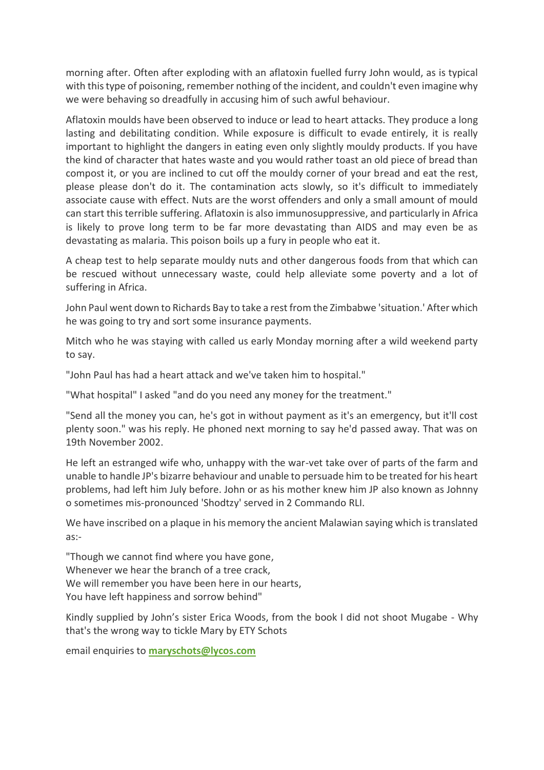morning after. Often after exploding with an aflatoxin fuelled furry John would, as is typical with this type of poisoning, remember nothing of the incident, and couldn't even imagine why we were behaving so dreadfully in accusing him of such awful behaviour.

Aflatoxin moulds have been observed to induce or lead to heart attacks. They produce a long lasting and debilitating condition. While exposure is difficult to evade entirely, it is really important to highlight the dangers in eating even only slightly mouldy products. If you have the kind of character that hates waste and you would rather toast an old piece of bread than compost it, or you are inclined to cut off the mouldy corner of your bread and eat the rest, please please don't do it. The contamination acts slowly, so it's difficult to immediately associate cause with effect. Nuts are the worst offenders and only a small amount of mould can start this terrible suffering. Aflatoxin is also immunosuppressive, and particularly in Africa is likely to prove long term to be far more devastating than AIDS and may even be as devastating as malaria. This poison boils up a fury in people who eat it.

A cheap test to help separate mouldy nuts and other dangerous foods from that which can be rescued without unnecessary waste, could help alleviate some poverty and a lot of suffering in Africa.

John Paul went down to Richards Bay to take a rest from the Zimbabwe 'situation.' After which he was going to try and sort some insurance payments.

Mitch who he was staying with called us early Monday morning after a wild weekend party to say.

"John Paul has had a heart attack and we've taken him to hospital."

"What hospital" I asked "and do you need any money for the treatment."

"Send all the money you can, he's got in without payment as it's an emergency, but it'll cost plenty soon." was his reply. He phoned next morning to say he'd passed away. That was on 19th November 2002.

He left an estranged wife who, unhappy with the war-vet take over of parts of the farm and unable to handle JP's bizarre behaviour and unable to persuade him to be treated for his heart problems, had left him July before. John or as his mother knew him JP also known as Johnny o sometimes mis-pronounced 'Shodtzy' served in 2 Commando RLI.

We have inscribed on a plaque in his memory the ancient Malawian saying which is translated as:-

"Though we cannot find where you have gone,  
Whenever we hear the branch of a tree crack,  
We will remember you have been here in our hearts,  
You have left happiness and sorrow behind"

Kindly supplied by John's sister Erica Woods, from the book I did not shoot Mugabe - Why that's the wrong way to tickle Mary by ETY Schots

email enquiries to **maryschots@lycos.com**